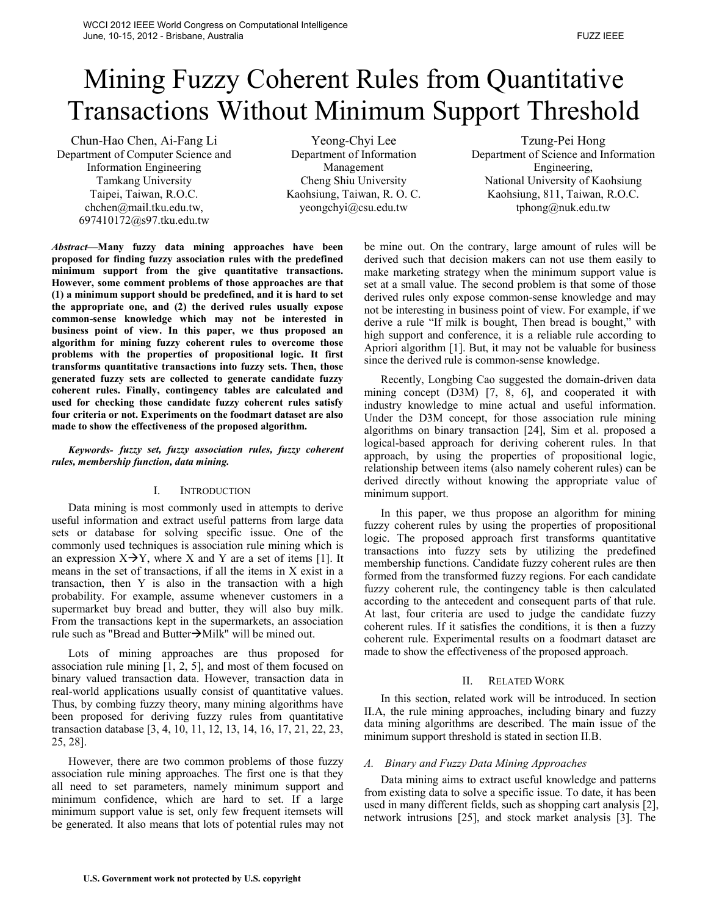# Mining Fuzzy Coherent Rules from Quantitative Transactions Without Minimum Support Threshold

Chun-Hao Chen, Ai-Fang Li
Department of Computer Science and Information Engineering
Tamkang University
Taipei, Taiwan, R.O.C.
chchen@mail.tku.edu.tw, 697410172@s97.tku.edu.tw

Yeong-Chyi Lee
Department of Information Management
Cheng Shiu University
Kaohsiung, Taiwan, R. O. C.
yeongchyi@csu.edu.tw

Tzung-Pei Hong
Department of Science and Information Engineering,
National University of Kaohsiung
Kaohsiung, 811, Taiwan, R.O.C.
tphong@nuk.edu.tw

***Abstract*—Many fuzzy data mining approaches have been proposed for finding fuzzy association rules with the predefined minimum support from the give quantitative transactions. However, some comment problems of those approaches are that (1) a minimum support should be predefined, and it is hard to set the appropriate one, and (2) the derived rules usually expose common-sense knowledge which may not be interested in business point of view. In this paper, we thus proposed an algorithm for mining fuzzy coherent rules to overcome those problems with the properties of propositional logic. It first transforms quantitative transactions into fuzzy sets. Then, those generated fuzzy sets are collected to generate candidate fuzzy coherent rules. Finally, contingency tables are calculated and used for checking those candidate fuzzy coherent rules satisfy four criteria or not. Experiments on the foodmart dataset are also made to show the effectiveness of the proposed algorithm.**

***Keywords- fuzzy set, fuzzy association rules, fuzzy coherent rules, membership function, data mining.***

## I. Introduction

Data mining is most commonly used in attempts to derive useful information and extract useful patterns from large data sets or database for solving specific issue. One of the commonly used techniques is association rule mining which is an expression X→Y, where X and Y are a set of items [1]. It means in the set of transactions, if all the items in X exist in a transaction, then Y is also in the transaction with a high probability. For example, assume whenever customers in a supermarket buy bread and butter, they will also buy milk. From the transactions kept in the supermarkets, an association rule such as "Bread and Butter→Milk" will be mined out.

Lots of mining approaches are thus proposed for association rule mining [1, 2, 5], and most of them focused on binary valued transaction data. However, transaction data in real-world applications usually consist of quantitative values. Thus, by combing fuzzy theory, many mining algorithms have been proposed for deriving fuzzy rules from quantitative transaction database [3, 4, 10, 11, 12, 13, 14, 16, 17, 21, 22, 23, 25, 28].

However, there are two common problems of those fuzzy association rule mining approaches. The first one is that they all need to set parameters, namely minimum support and minimum confidence, which are hard to set. If a large minimum support value is set, only few frequent itemsets will be generated. It also means that lots of potential rules may not be mine out. On the contrary, large amount of rules will be derived such that decision makers can not use them easily to make marketing strategy when the minimum support value is set at a small value. The second problem is that some of those derived rules only expose common-sense knowledge and may not be interesting in business point of view. For example, if we derive a rule "If milk is bought, Then bread is bought," with high support and conference, it is a reliable rule according to Apriori algorithm [1]. But, it may not be valuable for business since the derived rule is common-sense knowledge.

Recently, Longbing Cao suggested the domain-driven data mining concept (D3M) [7, 8, 6], and cooperated it with industry knowledge to mine actual and useful information. Under the D3M concept, for those association rule mining algorithms on binary transaction [24], Sim et al. proposed a logical-based approach for deriving coherent rules. In that approach, by using the properties of propositional logic, relationship between items (also namely coherent rules) can be derived directly without knowing the appropriate value of minimum support.

In this paper, we thus propose an algorithm for mining fuzzy coherent rules by using the properties of propositional logic. The proposed approach first transforms quantitative transactions into fuzzy sets by utilizing the predefined membership functions. Candidate fuzzy coherent rules are then formed from the transformed fuzzy regions. For each candidate fuzzy coherent rule, the contingency table is then calculated according to the antecedent and consequent parts of that rule. At last, four criteria are used to judge the candidate fuzzy coherent rules. If it satisfies the conditions, it is then a fuzzy coherent rule. Experimental results on a foodmart dataset are made to show the effectiveness of the proposed approach.

## II. Related Work

In this section, related work will be introduced. In section II.A, the rule mining approaches, including binary and fuzzy data mining algorithms are described. The main issue of the minimum support threshold is stated in section II.B.

### *A. Binary and Fuzzy Data Mining Approaches*

Data mining aims to extract useful knowledge and patterns from existing data to solve a specific issue. To date, it has been used in many different fields, such as shopping cart analysis [2], network intrusions [25], and stock market analysis [3]. The

**U.S. Government work not protected by U.S. copyright**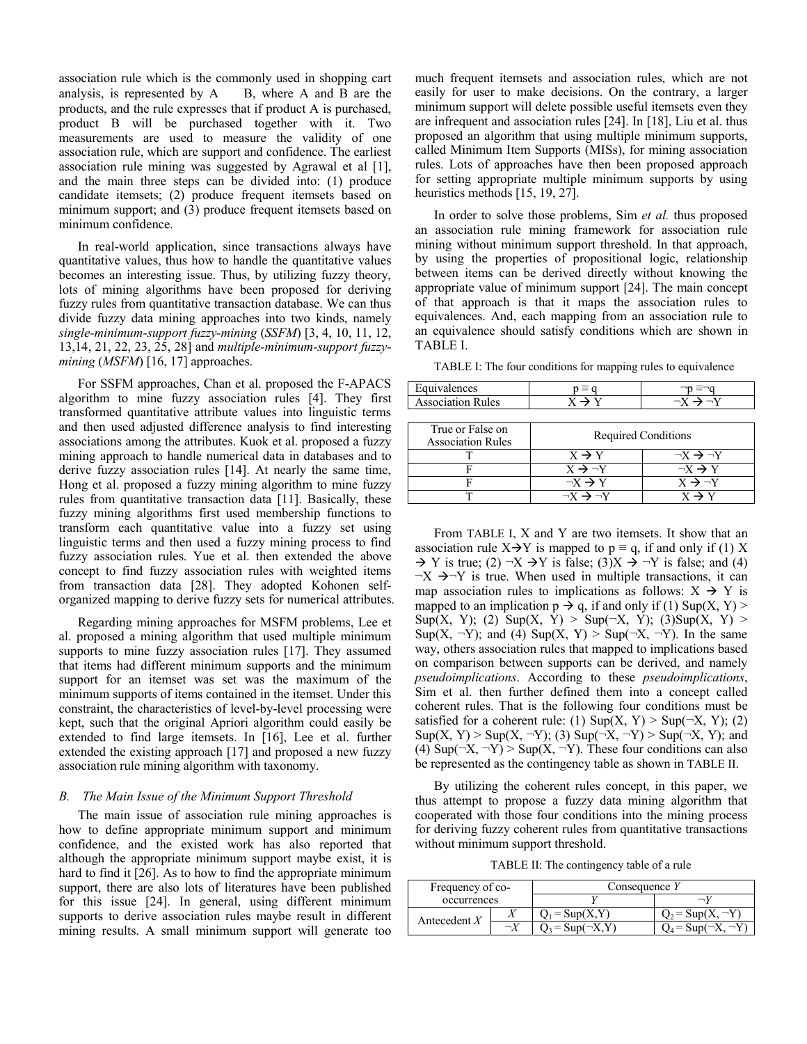association rule which is the commonly used in shopping cart analysis, is represented by A B, where A and B are the products, and the rule expresses that if product A is purchased, product B will be purchased together with it. Two measurements are used to measure the validity of one association rule, which are support and confidence. The earliest association rule mining was suggested by Agrawal et al [1], and the main three steps can be divided into: (1) produce candidate itemsets; (2) produce frequent itemsets based on minimum support; and (3) produce frequent itemsets based on minimum confidence.

In real-world application, since transactions always have quantitative values, thus how to handle the quantitative values becomes an interesting issue. Thus, by utilizing fuzzy theory, lots of mining algorithms have been proposed for deriving fuzzy rules from quantitative transaction database. We can thus divide fuzzy data mining approaches into two kinds, namely *single-minimum-support fuzzy-mining* (*SSFM*) [3, 4, 10, 11, 12, 13,14, 21, 22, 23, 25, 28] and *multiple-minimum-support fuzzy-mining* (*MSFM*) [16, 17] approaches.

For SSFM approaches, Chan et al. proposed the F-APACS algorithm to mine fuzzy association rules [4]. They first transformed quantitative attribute values into linguistic terms and then used adjusted difference analysis to find interesting associations among the attributes. Kuok et al. proposed a fuzzy mining approach to handle numerical data in databases and to derive fuzzy association rules [14]. At nearly the same time, Hong et al. proposed a fuzzy mining algorithm to mine fuzzy rules from quantitative transaction data [11]. Basically, these fuzzy mining algorithms first used membership functions to transform each quantitative value into a fuzzy set using linguistic terms and then used a fuzzy mining process to find fuzzy association rules. Yue et al. then extended the above concept to find fuzzy association rules with weighted items from transaction data [28]. They adopted Kohonen self-organized mapping to derive fuzzy sets for numerical attributes.

Regarding mining approaches for MSFM problems, Lee et al. proposed a mining algorithm that used multiple minimum supports to mine fuzzy association rules [17]. They assumed that items had different minimum supports and the minimum support for an itemset was set was the maximum of the minimum supports of items contained in the itemset. Under this constraint, the characteristics of level-by-level processing were kept, such that the original Apriori algorithm could easily be extended to find large itemsets. In [16], Lee et al. further extended the existing approach [17] and proposed a new fuzzy association rule mining algorithm with taxonomy.

### *B. The Main Issue of the Minimum Support Threshold*

The main issue of association rule mining approaches is how to define appropriate minimum support and minimum confidence, and the existed work has also reported that although the appropriate minimum support maybe exist, it is hard to find it [26]. As to how to find the appropriate minimum support, there are also lots of literatures have been published for this issue [24]. In general, using different minimum supports to derive association rules maybe result in different mining results. A small minimum support will generate too much frequent itemsets and association rules, which are not easily for user to make decisions. On the contrary, a larger minimum support will delete possible useful itemsets even they are infrequent and association rules [24]. In [18], Liu et al. thus proposed an algorithm that using multiple minimum supports, called Minimum Item Supports (MISs), for mining association rules. Lots of approaches have then been proposed approach for setting appropriate multiple minimum supports by using heuristics methods [15, 19, 27].

In order to solve those problems, Sim *et al.* thus proposed an association rule mining framework for association rule mining without minimum support threshold. In that approach, by using the properties of propositional logic, relationship between items can be derived directly without knowing the appropriate value of minimum support [24]. The main concept of that approach is that it maps the association rules to equivalences. And, each mapping from an association rule to an equivalence should satisfy conditions which are shown in TABLE I.

TABLE I: The four conditions for mapping rules to equivalence

| Equivalences | $p \equiv q$ | $\neg p \equiv \neg q$ |
|---|---|---|
| Association Rules | $X \rightarrow Y$ | $\neg X \rightarrow \neg Y$ |

| True or False on Association Rules | Required Conditions | |
|---|---|---|
| T | $X \rightarrow Y$ | $\neg X \rightarrow \neg Y$ |
| F | $X \rightarrow \neg Y$ | $\neg X \rightarrow Y$ |
| F | $\neg X \rightarrow Y$ | $X \rightarrow \neg Y$ |
| T | $\neg X \rightarrow \neg Y$ | $X \rightarrow Y$ |

From TABLE I, X and Y are two itemsets. It show that an association rule $X \rightarrow Y$ is mapped to $p \equiv q$, if and only if (1) $X \rightarrow Y$ is true; (2) $\neg X \rightarrow Y$ is false; (3)$X \rightarrow \neg Y$ is false; and (4) $\neg X \rightarrow \neg Y$ is true. When used in multiple transactions, it can map association rules to implications as follows: $X \rightarrow Y$ is mapped to an implication $p \rightarrow q$, if and only if (1) Sup(X, Y) > Sup(X, Y); (2) Sup(X, Y) > Sup(¬X, Y); (3)Sup(X, Y) > Sup(X, ¬Y); and (4) Sup(X, Y) > Sup(¬X, ¬Y). In the same way, others association rules that mapped to implications based on comparison between supports can be derived, and namely *pseudoimplications*. According to these *pseudoimplications*, Sim et al. then further defined them into a concept called coherent rules. That is the following four conditions must be satisfied for a coherent rule: (1) Sup(X, Y) > Sup(¬X, Y); (2) Sup(X, Y) > Sup(X, ¬Y); (3) Sup(¬X, ¬Y) > Sup(¬X, Y); and (4) Sup(¬X, ¬Y) > Sup(X, ¬Y). These four conditions can also be represented as the contingency table as shown in TABLE II.

By utilizing the coherent rules concept, in this paper, we thus attempt to propose a fuzzy data mining algorithm that cooperated with those four conditions into the mining process for deriving fuzzy coherent rules from quantitative transactions without minimum support threshold.

TABLE II: The contingency table of a rule

| Frequency of co-occurrences | | Consequence *Y* | |
|---|---|---|---|
| | | *Y* | $\neg Y$ |
| Antecedent *X* | *X* | $Q_1$ = Sup(X,Y) | $Q_2$ = Sup(X, ¬Y) |
| | $\neg X$ | $Q_3$ = Sup(¬X,Y) | $Q_4$ = Sup(¬X, ¬Y) |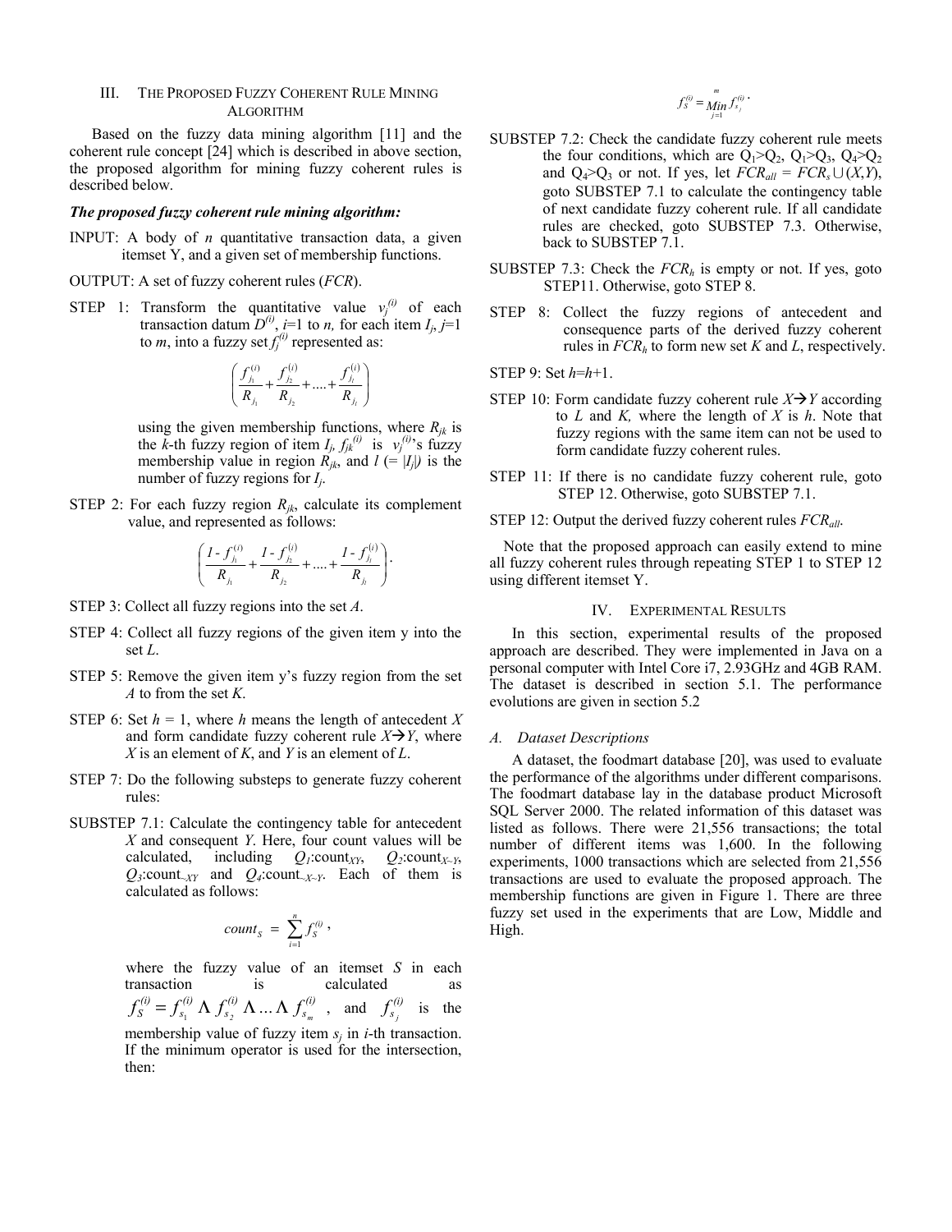## III. The Proposed Fuzzy Coherent Rule Mining Algorithm

Based on the fuzzy data mining algorithm [11] and the coherent rule concept [24] which is described in above section, the proposed algorithm for mining fuzzy coherent rules is described below.

***The proposed fuzzy coherent rule mining algorithm:***

INPUT: A body of $n$ quantitative transaction data, a given itemset Y, and a given set of membership functions.

OUTPUT: A set of fuzzy coherent rules (*FCR*).

STEP 1: Transform the quantitative value $v_j^{(i)}$ of each transaction datum $D^{(i)}$, $i$=1 to $n$, for each item $I_j$, $j$=1 to $m$, into a fuzzy set $f_j^{(i)}$ represented as:

$$\left( \frac{f_{j_1}^{(i)}}{R_{j_1}} + \frac{f_{j_2}^{(i)}}{R_{j_2}} + .... + \frac{f_{j_l}^{(i)}}{R_{j_l}} \right)$$

using the given membership functions, where $R_{jk}$ is the $k$-th fuzzy region of item $I_j$, $f_{jk}^{(i)}$ is $v_j^{(i)}$'s fuzzy membership value in region $R_{jk}$, and $l$ (= $|I_j|$) is the number of fuzzy regions for $I_j$.

STEP 2: For each fuzzy region $R_{jk}$, calculate its complement value, and represented as follows:

$$\left( \frac{1 - f_{j_1}^{(i)}}{R_{j_1}} + \frac{1 - f_{j_2}^{(i)}}{R_{j_2}} + .... + \frac{1 - f_{j_l}^{(i)}}{R_{j_l}} \right).$$

STEP 3: Collect all fuzzy regions into the set $A$.

STEP 4: Collect all fuzzy regions of the given item y into the set $L$.

STEP 5: Remove the given item y's fuzzy region from the set $A$ to from the set $K$.

STEP 6: Set $h$ = 1, where $h$ means the length of antecedent $X$ and form candidate fuzzy coherent rule $X \rightarrow Y$, where $X$ is an element of $K$, and $Y$ is an element of $L$.

STEP 7: Do the following substeps to generate fuzzy coherent rules:

SUBSTEP 7.1: Calculate the contingency table for antecedent $X$ and consequent $Y$. Here, four count values will be calculated, including $Q_1$:count$_{XY}$, $Q_2$:count$_{X\sim Y}$, $Q_3$:count$_{\sim XY}$ and $Q_4$:count$_{\sim X\sim Y}$. Each of them is calculated as follows:

$$count_S = \sum_{i=1}^{n} f_S^{(i)},$$

where the fuzzy value of an itemset $S$ in each transaction is calculated as $f_S^{(i)} = f_{s_1}^{(i)} \Lambda f_{s_2}^{(i)} \Lambda ... \Lambda f_{s_m}^{(i)}$, and $f_{s_j}^{(i)}$ is the membership value of fuzzy item $s_j$ in $i$-th transaction. If the minimum operator is used for the intersection, then:

$$f_S^{(i)} = \underset{j=1}{\overset{m}{Min}} f_{s_j}^{(i)}.$$

SUBSTEP 7.2: Check the candidate fuzzy coherent rule meets the four conditions, which are $Q_1 > Q_2$, $Q_1 > Q_3$, $Q_4 > Q_2$ and $Q_4 > Q_3$ or not. If yes, let $FCR_{all} = FCR_s \cup (X,Y)$, goto SUBSTEP 7.1 to calculate the contingency table of next candidate fuzzy coherent rule. If all candidate rules are checked, goto SUBSTEP 7.3. Otherwise, back to SUBSTEP 7.1.

SUBSTEP 7.3: Check the $FCR_h$ is empty or not. If yes, goto STEP11. Otherwise, goto STEP 8.

STEP 8: Collect the fuzzy regions of antecedent and consequent parts of the derived fuzzy coherent rules in $FCR_h$ to form new set $K$ and $L$, respectively.

STEP 9: Set $h$=$h$+1.

STEP 10: Form candidate fuzzy coherent rule $X \rightarrow Y$ according to $L$ and $K$, where the length of $X$ is $h$. Note that fuzzy regions with the same item can not be used to form candidate fuzzy coherent rules.

STEP 11: If there is no candidate fuzzy coherent rule, goto STEP 12. Otherwise, goto SUBSTEP 7.1.

STEP 12: Output the derived fuzzy coherent rules $FCR_{all}$.

Note that the proposed approach can easily extend to mine all fuzzy coherent rules through repeating STEP 1 to STEP 12 using different itemset Y.

## IV. Experimental Results

In this section, experimental results of the proposed approach are described. They were implemented in Java on a personal computer with Intel Core i7, 2.93GHz and 4GB RAM. The dataset is described in section 5.1. The performance evolutions are given in section 5.2

### *A. Dataset Descriptions*

A dataset, the foodmart database [20], was used to evaluate the performance of the algorithms under different comparisons. The foodmart database lay in the database product Microsoft SQL Server 2000. The related information of this dataset was listed as follows. There were 21,556 transactions; the total number of different items was 1,600. In the following experiments, 1000 transactions which are selected from 21,556 transactions are used to evaluate the proposed approach. The membership functions are given in Figure 1. There are three fuzzy set used in the experiments that are Low, Middle and High.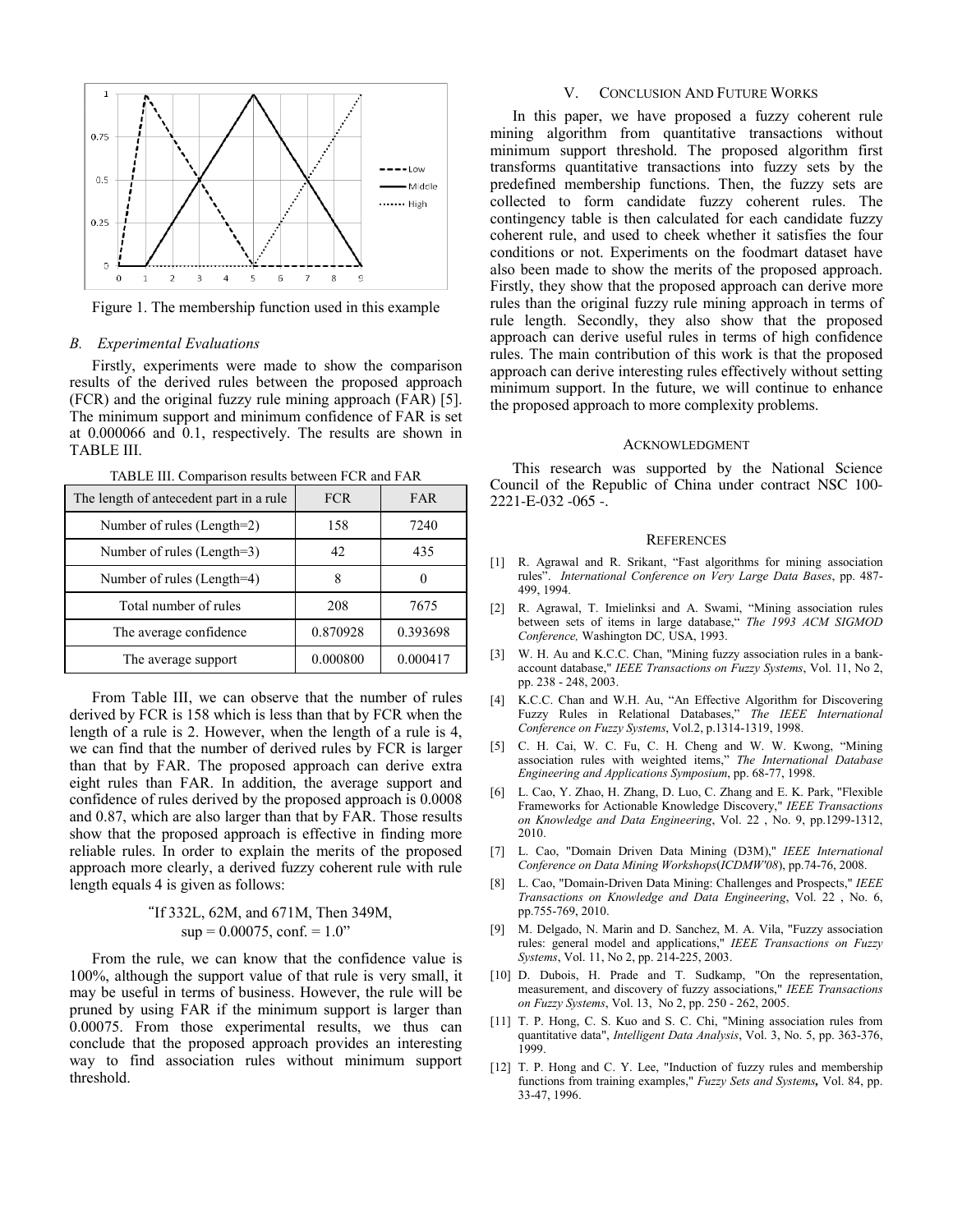Figure 1. The membership function used in this example

### *B. Experimental Evaluations*

Firstly, experiments were made to show the comparison results of the derived rules between the proposed approach (FCR) and the original fuzzy rule mining approach (FAR) [5]. The minimum support and minimum confidence of FAR is set at 0.000066 and 0.1, respectively. The results are shown in TABLE III.

TABLE III. Comparison results between FCR and FAR

| The length of antecedent part in a rule | FCR | FAR |
|---|---|---|
| Number of rules (Length=2) | 158 | 7240 |
| Number of rules (Length=3) | 42 | 435 |
| Number of rules (Length=4) | 8 | 0 |
| Total number of rules | 208 | 7675 |
| The average confidence | 0.870928 | 0.393698 |
| The average support | 0.000800 | 0.000417 |

From Table III, we can observe that the number of rules derived by FCR is 158 which is less than that by FCR when the length of a rule is 2. However, when the length of a rule is 4, we can find that the number of derived rules by FCR is larger than that by FAR. The proposed approach can derive extra eight rules than FAR. In addition, the average support and confidence of rules derived by the proposed approach is 0.0008 and 0.87, which are also larger than that by FAR. Those results show that the proposed approach is effective in finding more reliable rules. In order to explain the merits of the proposed approach more clearly, a derived fuzzy coherent rule with rule length equals 4 is given as follows:

"If 332L, 62M, and 671M, Then 349M,
sup = 0.00075, conf. = 1.0"

From the rule, we can know that the confidence value is 100%, although the support value of that rule is very small, it may be useful in terms of business. However, the rule will be pruned by using FAR if the minimum support is larger than 0.00075. From those experimental results, we thus can conclude that the proposed approach provides an interesting way to find association rules without minimum support threshold.

## V. Conclusion And Future Works

In this paper, we have proposed a fuzzy coherent rule mining algorithm from quantitative transactions without minimum support threshold. The proposed algorithm first transforms quantitative transactions into fuzzy sets by the predefined membership functions. Then, the fuzzy sets are collected to form candidate fuzzy coherent rules. The contingency table is then calculated for each candidate fuzzy coherent rule, and used to cheek whether it satisfies the four conditions or not. Experiments on the foodmart dataset have also been made to show the merits of the proposed approach. Firstly, they show that the proposed approach can derive more rules than the original fuzzy rule mining approach in terms of rule length. Secondly, they also show that the proposed approach can derive useful rules in terms of high confidence rules. The main contribution of this work is that the proposed approach can derive interesting rules effectively without setting minimum support. In the future, we will continue to enhance the proposed approach to more complexity problems.

## Acknowledgment

This research was supported by the National Science Council of the Republic of China under contract NSC 100-2221-E-032 -065 -.

## References

[1] R. Agrawal and R. Srikant, "Fast algorithms for mining association rules". *International Conference on Very Large Data Bases*, pp. 487-499, 1994.

[2] R. Agrawal, T. Imielinksi and A. Swami, "Mining association rules between sets of items in large database," *The 1993 ACM SIGMOD Conference,* Washington DC*,* USA, 1993.

[3] W. H. Au and K.C.C. Chan, "Mining fuzzy association rules in a bank-account database," *IEEE Transactions on Fuzzy Systems*, Vol. 11, No 2, pp. 238 - 248, 2003.

[4] K.C.C. Chan and W.H. Au, "An Effective Algorithm for Discovering Fuzzy Rules in Relational Databases," *The IEEE International Conference on Fuzzy Systems*, Vol.2, p.1314-1319, 1998.

[5] C. H. Cai, W. C. Fu, C. H. Cheng and W. W. Kwong, "Mining association rules with weighted items," *The International Database Engineering and Applications Symposium*, pp. 68-77, 1998.

[6] L. Cao, Y. Zhao, H. Zhang, D. Luo, C. Zhang and E. K. Park, "Flexible Frameworks for Actionable Knowledge Discovery," *IEEE Transactions on Knowledge and Data Engineering*, Vol. 22 , No. 9, pp.1299-1312, 2010.

[7] L. Cao, "Domain Driven Data Mining (D3M)," *IEEE International Conference on Data Mining Workshops*(*ICDMW'08*), pp.74-76, 2008.

[8] L. Cao, "Domain-Driven Data Mining: Challenges and Prospects," *IEEE Transactions on Knowledge and Data Engineering*, Vol. 22 , No. 6, pp.755-769, 2010.

[9] M. Delgado, N. Marin and D. Sanchez, M. A. Vila, "Fuzzy association rules: general model and applications," *IEEE Transactions on Fuzzy Systems*, Vol. 11, No 2, pp. 214-225, 2003.

[10] D. Dubois, H. Prade and T. Sudkamp, "On the representation, measurement, and discovery of fuzzy associations," *IEEE Transactions on Fuzzy Systems*, Vol. 13, No 2, pp. 250 - 262, 2005.

[11] T. P. Hong, C. S. Kuo and S. C. Chi, "Mining association rules from quantitative data", *Intelligent Data Analysis*, Vol. 3, No. 5, pp. 363-376, 1999.

[12] T. P. Hong and C. Y. Lee, "Induction of fuzzy rules and membership functions from training examples," *Fuzzy Sets and Systems,* Vol. 84, pp. 33-47, 1996.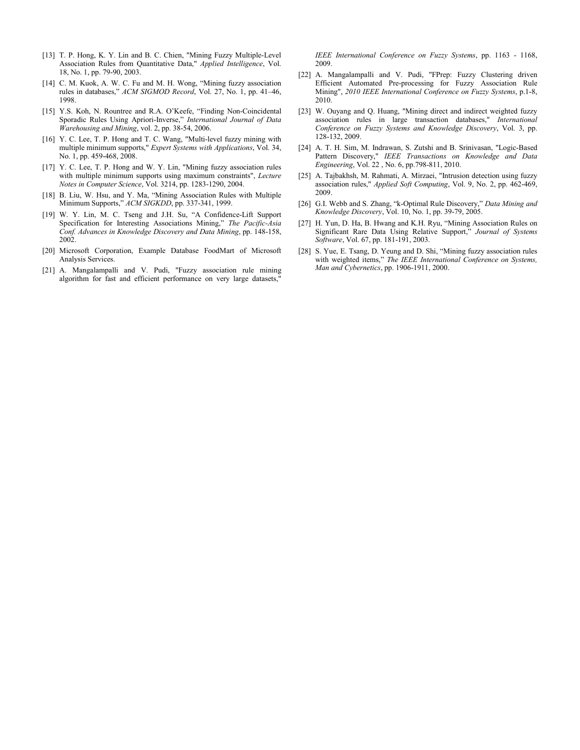[13] T. P. Hong, K. Y. Lin and B. C. Chien, "Mining Fuzzy Multiple-Level Association Rules from Quantitative Data," *Applied Intelligence*, Vol. 18, No. 1, pp. 79-90, 2003.

[14] C. M. Kuok, A. W. C. Fu and M. H. Wong, "Mining fuzzy association rules in databases," *ACM SIGMOD Record*, Vol. 27, No. 1, pp. 41–46, 1998.

[15] Y.S. Koh, N. Rountree and R.A. O'Keefe, "Finding Non-Coincidental Sporadic Rules Using Apriori-Inverse," *International Journal of Data Warehousing and Mining*, vol. 2, pp. 38-54, 2006.

[16] Y. C. Lee, T. P. Hong and T. C. Wang, "Multi-level fuzzy mining with multiple minimum supports," *Expert Systems with Applications*, Vol. 34, No. 1, pp. 459-468, 2008.

[17] Y. C. Lee, T. P. Hong and W. Y. Lin, "Mining fuzzy association rules with multiple minimum supports using maximum constraints", *Lecture Notes in Computer Science*, Vol. 3214, pp. 1283-1290, 2004.

[18] B. Liu, W. Hsu, and Y. Ma, "Mining Association Rules with Multiple Minimum Supports," *ACM SIGKDD*, pp. 337-341, 1999.

[19] W. Y. Lin, M. C. Tseng and J.H. Su, "A Confidence-Lift Support Specification for Interesting Associations Mining," *The Pacific-Asia Conf. Advances in Knowledge Discovery and Data Mining*, pp. 148-158, 2002.

[20] Microsoft Corporation, Example Database FoodMart of Microsoft Analysis Services.

[21] A. Mangalampalli and V. Pudi, "Fuzzy association rule mining algorithm for fast and efficient performance on very large datasets," *IEEE International Conference on Fuzzy Systems*, pp. 1163 - 1168, 2009.

[22] A. Mangalampalli and V. Pudi, "FPrep: Fuzzy Clustering driven Efficient Automated Pre-processing for Fuzzy Association Rule Mining", *2010 IEEE International Conference on Fuzzy Systems*, p.1-8, 2010.

[23] W. Ouyang and Q. Huang, "Mining direct and indirect weighted fuzzy association rules in large transaction databases," *International Conference on Fuzzy Systems and Knowledge Discovery*, Vol. 3, pp. 128-132, 2009.

[24] A. T. H. Sim, M. Indrawan, S. Zutshi and B. Srinivasan, "Logic-Based Pattern Discovery," *IEEE Transactions on Knowledge and Data Engineering*, Vol. 22 , No. 6, pp.798-811, 2010.

[25] A. Tajbakhsh, M. Rahmati, A. Mirzaei, "Intrusion detection using fuzzy association rules," *Applied Soft Computing*, Vol. 9, No. 2, pp. 462-469, 2009.

[26] G.I. Webb and S. Zhang, "k-Optimal Rule Discovery," *Data Mining and Knowledge Discovery*, Vol. 10, No. 1, pp. 39-79, 2005.

[27] H. Yun, D. Ha, B. Hwang and K.H. Ryu, "Mining Association Rules on Significant Rare Data Using Relative Support," *Journal of Systems Software*, Vol. 67, pp. 181-191, 2003.

[28] S. Yue, E. Tsang, D. Yeung and D. Shi, "Mining fuzzy association rules with weighted items," *The IEEE International Conference on Systems, Man and Cybernetics*, pp. 1906-1911, 2000.